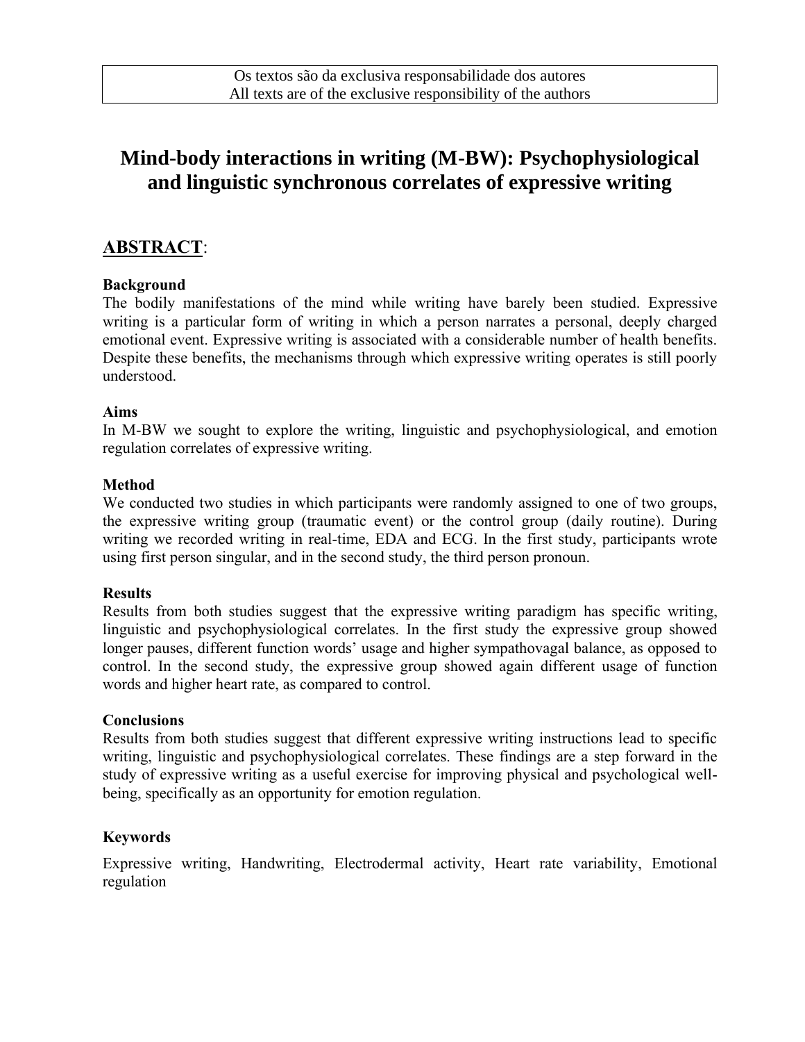Os textos são da exclusiva responsabilidade dos autores
All texts are of the exclusive responsibility of the authors

# Mind-body interactions in writing (M-BW): Psychophysiological and linguistic synchronous correlates of expressive writing

## ABSTRACT:

### Background

The bodily manifestations of the mind while writing have barely been studied. Expressive writing is a particular form of writing in which a person narrates a personal, deeply charged emotional event. Expressive writing is associated with a considerable number of health benefits. Despite these benefits, the mechanisms through which expressive writing operates is still poorly understood.

### Aims

In M-BW we sought to explore the writing, linguistic and psychophysiological, and emotion regulation correlates of expressive writing.

### Method

We conducted two studies in which participants were randomly assigned to one of two groups, the expressive writing group (traumatic event) or the control group (daily routine). During writing we recorded writing in real-time, EDA and ECG. In the first study, participants wrote using first person singular, and in the second study, the third person pronoun.

### Results

Results from both studies suggest that the expressive writing paradigm has specific writing, linguistic and psychophysiological correlates. In the first study the expressive group showed longer pauses, different function words' usage and higher sympathovagal balance, as opposed to control. In the second study, the expressive group showed again different usage of function words and higher heart rate, as compared to control.

### Conclusions

Results from both studies suggest that different expressive writing instructions lead to specific writing, linguistic and psychophysiological correlates. These findings are a step forward in the study of expressive writing as a useful exercise for improving physical and psychological well-being, specifically as an opportunity for emotion regulation.

### Keywords

Expressive writing, Handwriting, Electrodermal activity, Heart rate variability, Emotional regulation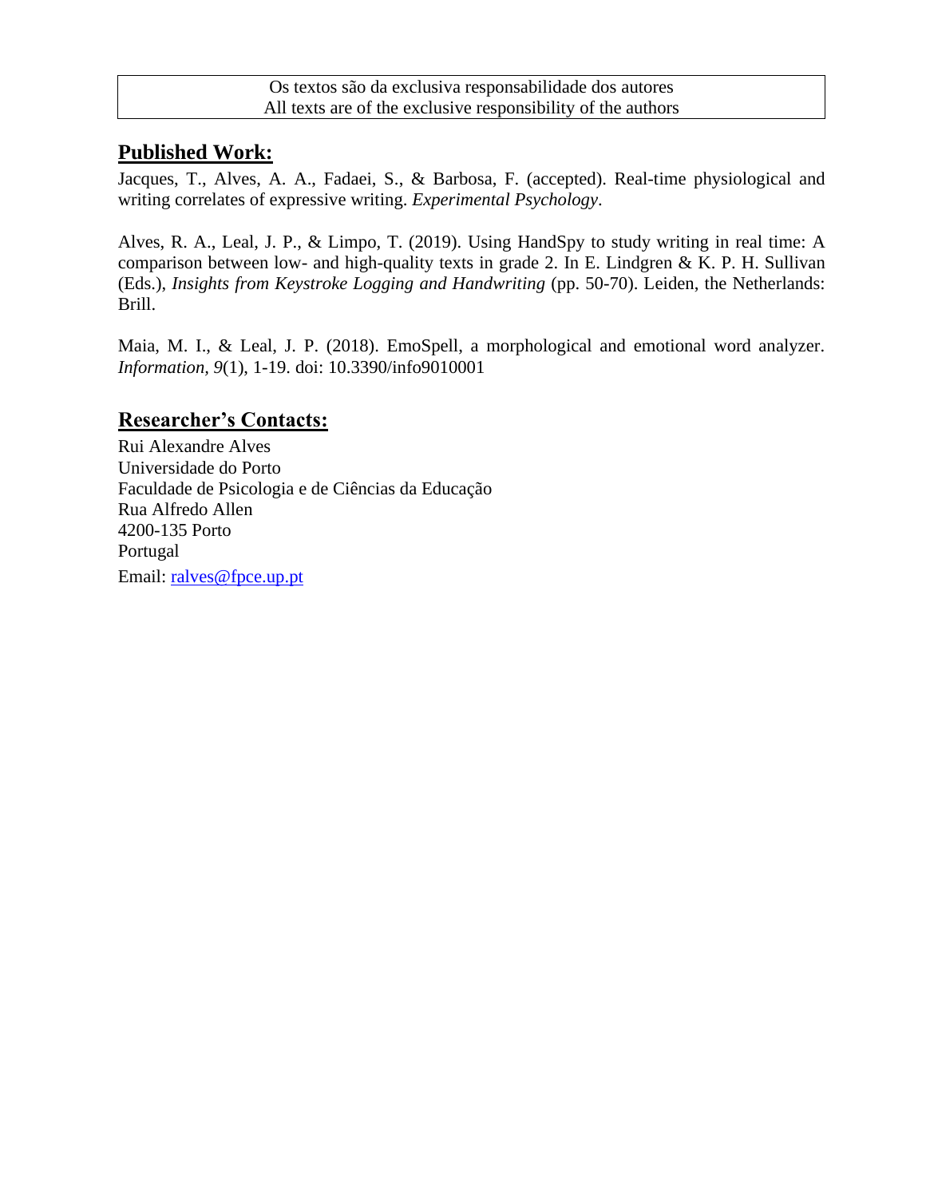Os textos são da exclusiva responsabilidade dos autores
All texts are of the exclusive responsibility of the authors

## Published Work:

Jacques, T., Alves, A. A., Fadaei, S., & Barbosa, F. (accepted). Real-time physiological and writing correlates of expressive writing. *Experimental Psychology*.

Alves, R. A., Leal, J. P., & Limpo, T. (2019). Using HandSpy to study writing in real time: A comparison between low- and high-quality texts in grade 2. In E. Lindgren & K. P. H. Sullivan (Eds.), *Insights from Keystroke Logging and Handwriting* (pp. 50-70). Leiden, the Netherlands: Brill.

Maia, M. I., & Leal, J. P. (2018). EmoSpell, a morphological and emotional word analyzer. *Information, 9*(1), 1-19. doi: 10.3390/info9010001

## Researcher's Contacts:

Rui Alexandre Alves
Universidade do Porto
Faculdade de Psicologia e de Ciências da Educação
Rua Alfredo Allen
4200-135 Porto
Portugal
Email: ralves@fpce.up.pt